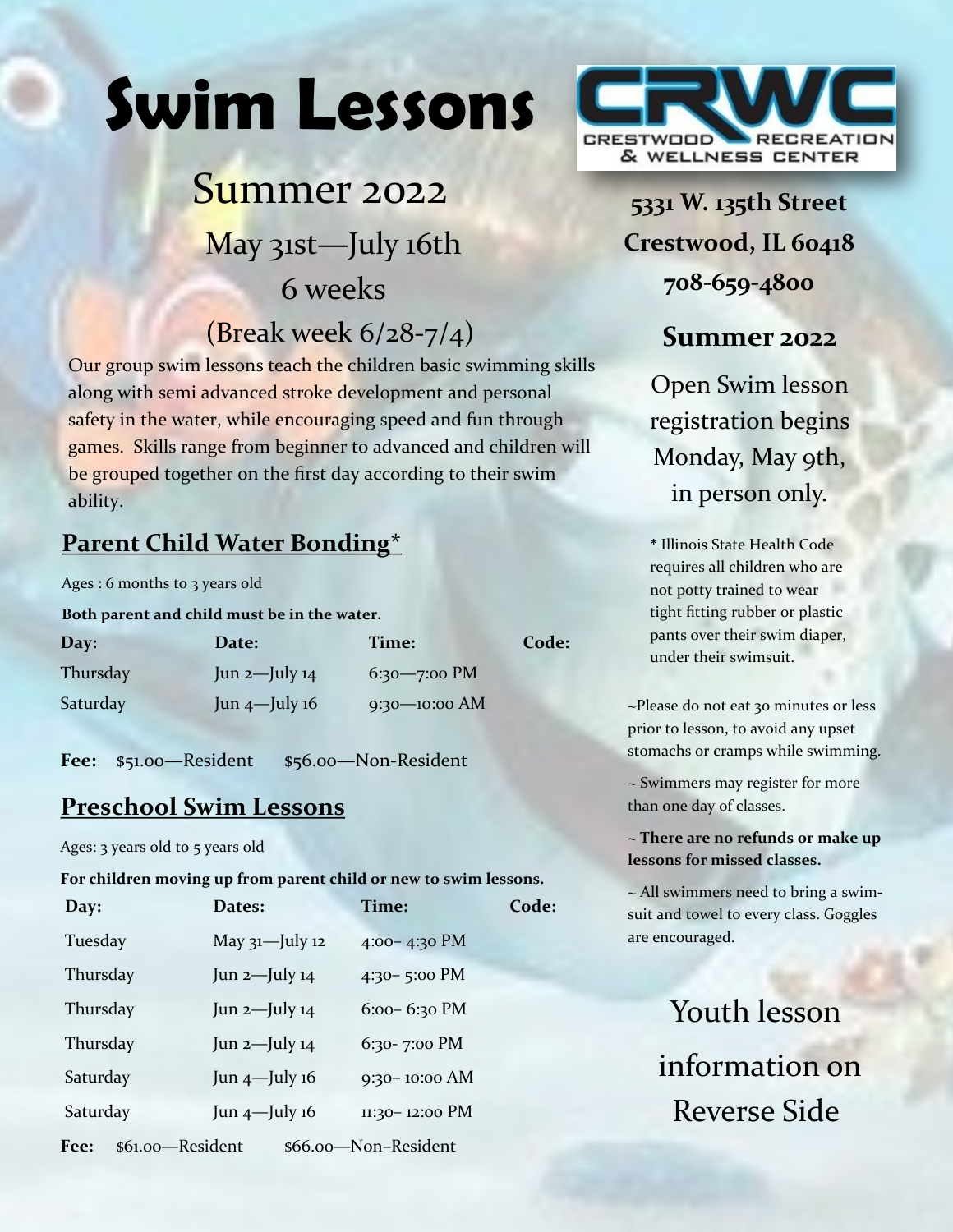# Swim Lessons

## Summer 2022

May 31st—July 16th

6 weeks

(Break week 6/28-7/4)

Our group swim lessons teach the children basic swimming skills along with semi advanced stroke development and personal safety in the water, while encouraging speed and fun through games. Skills range from beginner to advanced and children will be grouped together on the first day according to their swim ability.

### Parent Child Water Bonding*

Ages : 6 months to 3 years old

**Both parent and child must be in the water.**

| Day: | Date: | Time: | Code: |
|---|---|---|---|
| Thursday | Jun 2—July 14 | 6:30—7:00 PM | |
| Saturday | Jun 4—July 16 | 9:30—10:00 AM | |

**Fee:** $51.00—Resident $56.00—Non-Resident

### Preschool Swim Lessons

Ages: 3 years old to 5 years old

**For children moving up from parent child or new to swim lessons.**

| Day: | Dates: | Time: | Code: |
|---|---|---|---|
| Tuesday | May 31—July 12 | 4:00– 4:30 PM | |
| Thursday | Jun 2—July 14 | 4:30– 5:00 PM | |
| Thursday | Jun 2—July 14 | 6:00– 6:30 PM | |
| Thursday | Jun 2—July 14 | 6:30- 7:00 PM | |
| Saturday | Jun 4—July 16 | 9:30– 10:00 AM | |
| Saturday | Jun 4—July 16 | 11:30– 12:00 PM | |

**Fee:** $61.00—Resident $66.00—Non–Resident

CRWC
CRESTWOOD RECREATION & WELLNESS CENTER

**5331 W. 135th Street**
**Crestwood, IL 60418**
**708-659-4800**

### Summer 2022

Open Swim lesson registration begins Monday, May 9th, in person only.

* Illinois State Health Code requires all children who are not potty trained to wear tight fitting rubber or plastic pants over their swim diaper, under their swimsuit.

~Please do not eat 30 minutes or less prior to lesson, to avoid any upset stomachs or cramps while swimming.

~ Swimmers may register for more than one day of classes.

**~ There are no refunds or make up lessons for missed classes.**

~ All swimmers need to bring a swimsuit and towel to every class. Goggles are encouraged.

Youth lesson information on Reverse Side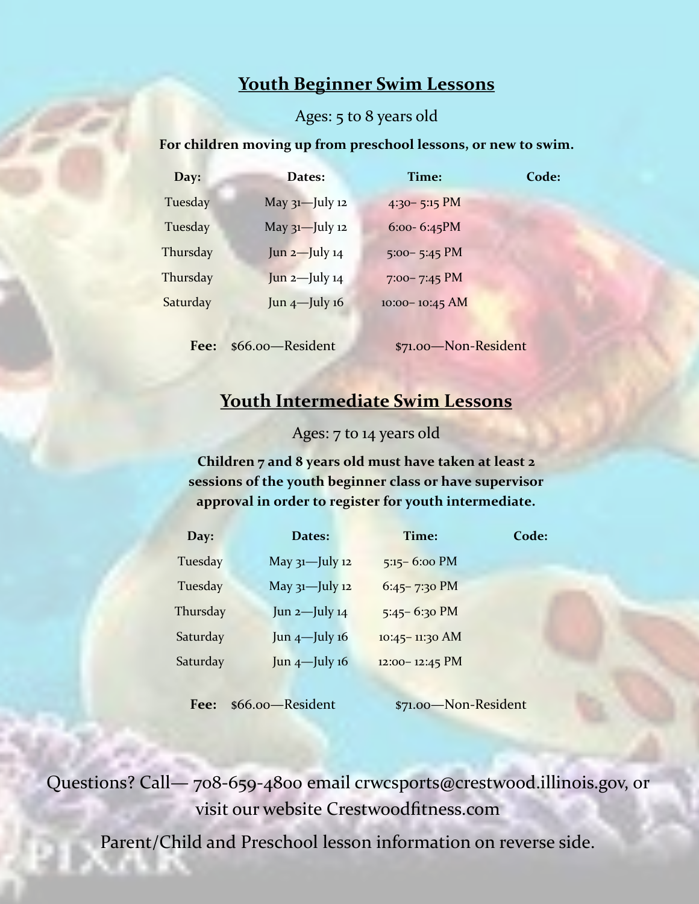## Youth Beginner Swim Lessons

Ages: 5 to 8 years old

**For children moving up from preschool lessons, or new to swim.**

| Day: | Dates: | Time: | Code: |
|---|---|---|---|
| Tuesday | May 31—July 12 | 4:30– 5:15 PM | |
| Tuesday | May 31—July 12 | 6:00- 6:45PM | |
| Thursday | Jun 2—July 14 | 5:00– 5:45 PM | |
| Thursday | Jun 2—July 14 | 7:00– 7:45 PM | |
| Saturday | Jun 4—July 16 | 10:00– 10:45 AM | |

**Fee:** $66.00—Resident $71.00—Non-Resident

## Youth Intermediate Swim Lessons

Ages: 7 to 14 years old

**Children 7 and 8 years old must have taken at least 2 sessions of the youth beginner class or have supervisor approval in order to register for youth intermediate.**

| Day: | Dates: | Time: | Code: |
|---|---|---|---|
| Tuesday | May 31—July 12 | 5:15– 6:00 PM | |
| Tuesday | May 31—July 12 | 6:45– 7:30 PM | |
| Thursday | Jun 2—July 14 | 5:45– 6:30 PM | |
| Saturday | Jun 4—July 16 | 10:45– 11:30 AM | |
| Saturday | Jun 4—July 16 | 12:00– 12:45 PM | |

**Fee:** $66.00—Resident $71.00—Non-Resident

Questions? Call— 708-659-4800 email crwcsports@crestwood.illinois.gov, or visit our website Crestwoodfitness.com

Parent/Child and Preschool lesson information on reverse side.